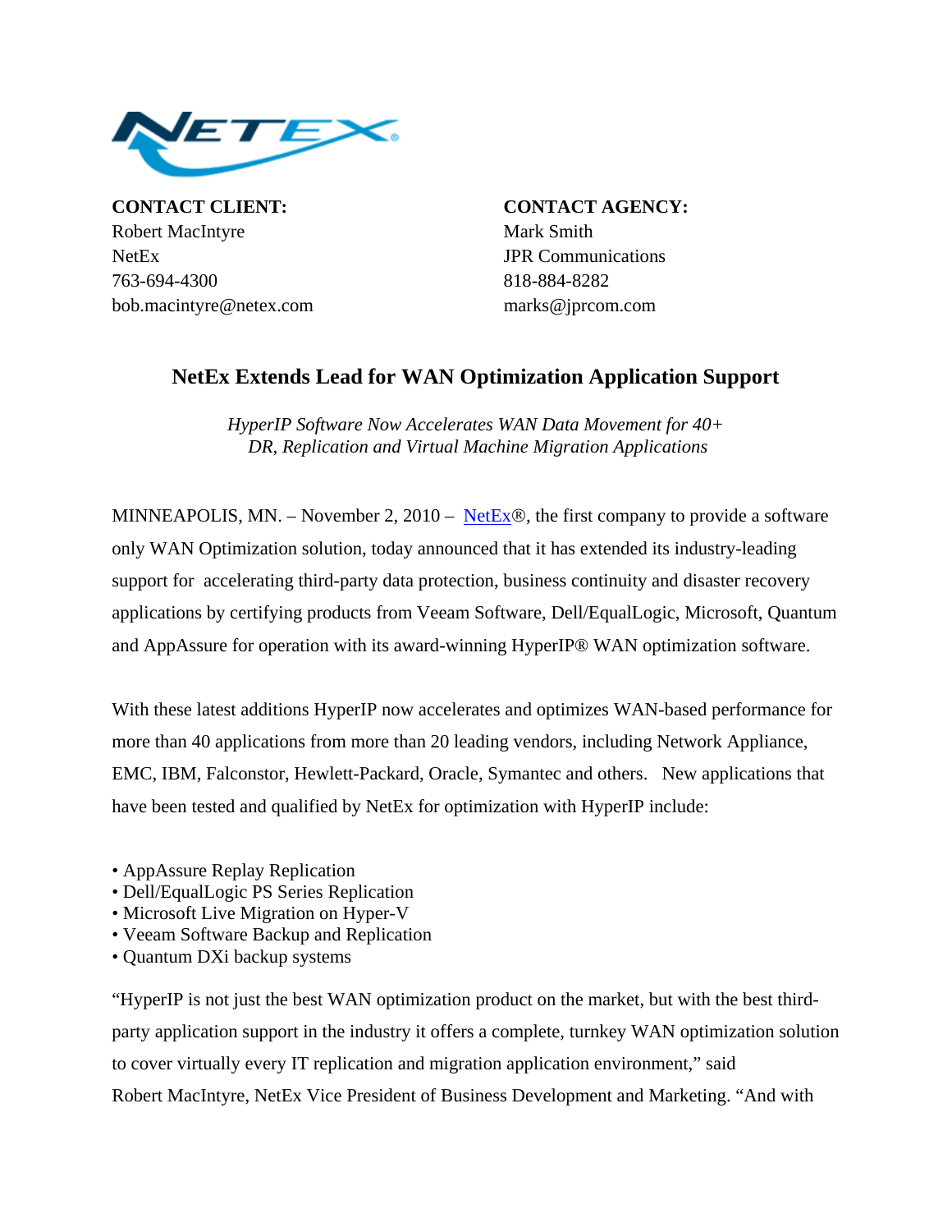**CONTACT CLIENT:**
Robert MacIntyre
NetEx
763-694-4300
bob.macintyre@netex.com

**CONTACT AGENCY:**
Mark Smith
JPR Communications
818-884-8282
marks@jprcom.com

# NetEx Extends Lead for WAN Optimization Application Support

*HyperIP Software Now Accelerates WAN Data Movement for 40+ DR, Replication and Virtual Machine Migration Applications*

MINNEAPOLIS, MN. – November 2, 2010 – NetEx®, the first company to provide a software only WAN Optimization solution, today announced that it has extended its industry-leading support for accelerating third-party data protection, business continuity and disaster recovery applications by certifying products from Veeam Software, Dell/EqualLogic, Microsoft, Quantum and AppAssure for operation with its award-winning HyperIP® WAN optimization software.

With these latest additions HyperIP now accelerates and optimizes WAN-based performance for more than 40 applications from more than 20 leading vendors, including Network Appliance, EMC, IBM, Falconstor, Hewlett-Packard, Oracle, Symantec and others. New applications that have been tested and qualified by NetEx for optimization with HyperIP include:

- AppAssure Replay Replication
- Dell/EqualLogic PS Series Replication
- Microsoft Live Migration on Hyper-V
- Veeam Software Backup and Replication
- Quantum DXi backup systems

"HyperIP is not just the best WAN optimization product on the market, but with the best third-party application support in the industry it offers a complete, turnkey WAN optimization solution to cover virtually every IT replication and migration application environment," said Robert MacIntyre, NetEx Vice President of Business Development and Marketing. "And with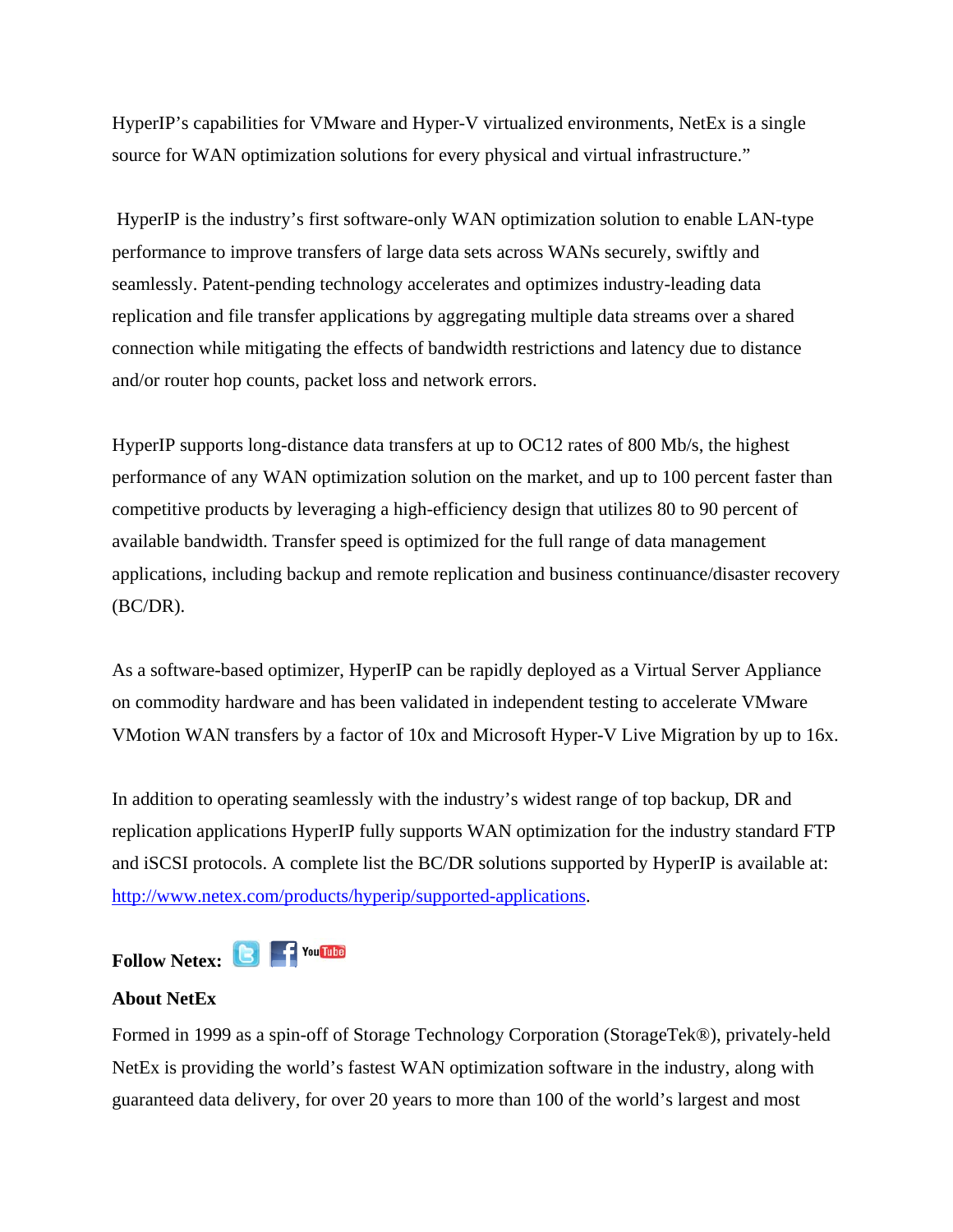HyperIP's capabilities for VMware and Hyper-V virtualized environments, NetEx is a single source for WAN optimization solutions for every physical and virtual infrastructure."

HyperIP is the industry's first software-only WAN optimization solution to enable LAN-type performance to improve transfers of large data sets across WANs securely, swiftly and seamlessly. Patent-pending technology accelerates and optimizes industry-leading data replication and file transfer applications by aggregating multiple data streams over a shared connection while mitigating the effects of bandwidth restrictions and latency due to distance and/or router hop counts, packet loss and network errors.

HyperIP supports long-distance data transfers at up to OC12 rates of 800 Mb/s, the highest performance of any WAN optimization solution on the market, and up to 100 percent faster than competitive products by leveraging a high-efficiency design that utilizes 80 to 90 percent of available bandwidth. Transfer speed is optimized for the full range of data management applications, including backup and remote replication and business continuance/disaster recovery (BC/DR).

As a software-based optimizer, HyperIP can be rapidly deployed as a Virtual Server Appliance on commodity hardware and has been validated in independent testing to accelerate VMware VMotion WAN transfers by a factor of 10x and Microsoft Hyper-V Live Migration by up to 16x.

In addition to operating seamlessly with the industry's widest range of top backup, DR and replication applications HyperIP fully supports WAN optimization for the industry standard FTP and iSCSI protocols. A complete list the BC/DR solutions supported by HyperIP is available at: [http://www.netex.com/products/hyperip/supported-applications](http://www.netex.com/products/hyperip/supported-applications).

**Follow Netex:**

**About NetEx**

Formed in 1999 as a spin-off of Storage Technology Corporation (StorageTek®), privately-held NetEx is providing the world's fastest WAN optimization software in the industry, along with guaranteed data delivery, for over 20 years to more than 100 of the world's largest and most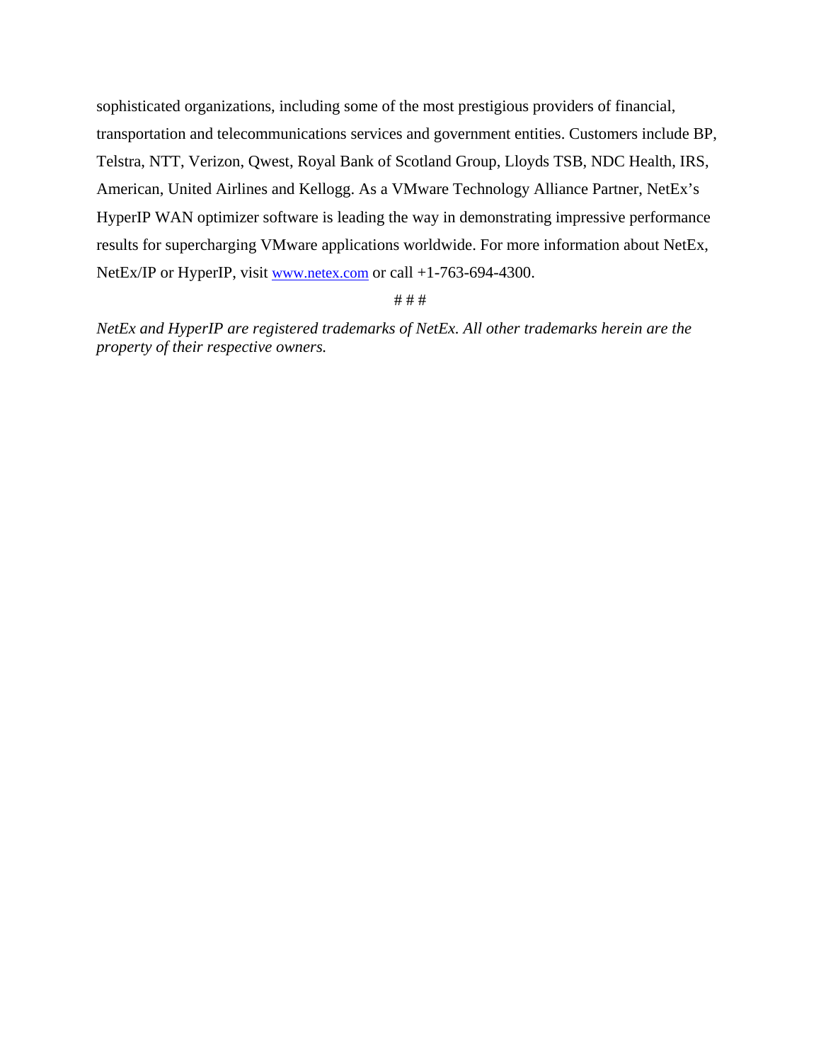sophisticated organizations, including some of the most prestigious providers of financial, transportation and telecommunications services and government entities. Customers include BP, Telstra, NTT, Verizon, Qwest, Royal Bank of Scotland Group, Lloyds TSB, NDC Health, IRS, American, United Airlines and Kellogg. As a VMware Technology Alliance Partner, NetEx's HyperIP WAN optimizer software is leading the way in demonstrating impressive performance results for supercharging VMware applications worldwide. For more information about NetEx, NetEx/IP or HyperIP, visit www.netex.com or call +1-763-694-4300.

# # #

*NetEx and HyperIP are registered trademarks of NetEx. All other trademarks herein are the property of their respective owners.*